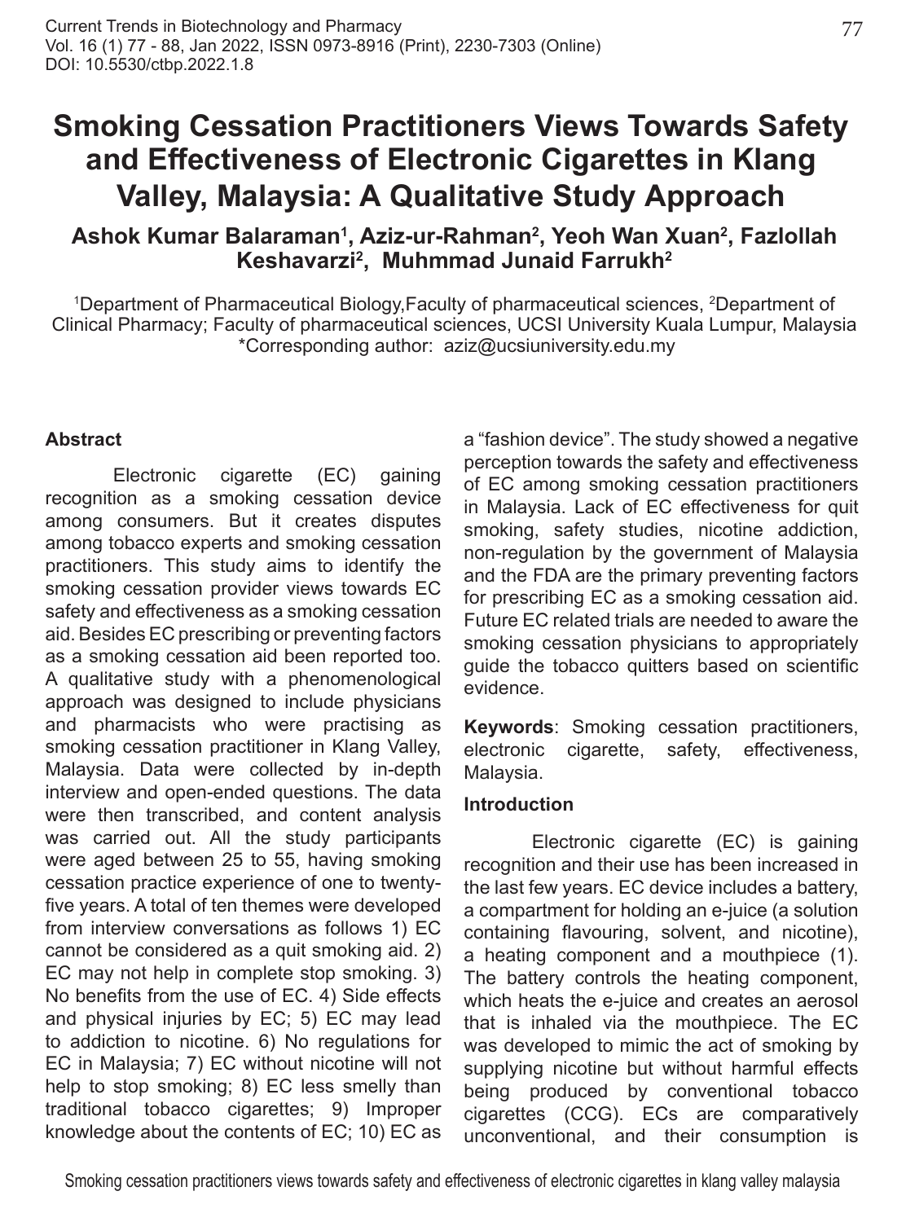# Smoking Cessation Practitioners Views Towards Safety and Effectiveness of Electronic Cigarettes in Klang Valley, Malaysia: A Qualitative Study Approach

**Ashok Kumar Balaraman[1], Aziz-ur-Rahman[2], Yeoh Wan Xuan[2], Fazlollah Keshavarzi[2], Muhmmad Junaid Farrukh[2]**

[1]Department of Pharmaceutical Biology,Faculty of pharmaceutical sciences, [2]Department of Clinical Pharmacy; Faculty of pharmaceutical sciences, UCSI University Kuala Lumpur, Malaysia
*Corresponding author: aziz@ucsiuniversity.edu.my

## Abstract

Electronic cigarette (EC) gaining recognition as a smoking cessation device among consumers. But it creates disputes among tobacco experts and smoking cessation practitioners. This study aims to identify the smoking cessation provider views towards EC safety and effectiveness as a smoking cessation aid. Besides EC prescribing or preventing factors as a smoking cessation aid been reported too. A qualitative study with a phenomenological approach was designed to include physicians and pharmacists who were practising as smoking cessation practitioner in Klang Valley, Malaysia. Data were collected by in-depth interview and open-ended questions. The data were then transcribed, and content analysis was carried out. All the study participants were aged between 25 to 55, having smoking cessation practice experience of one to twenty-five years. A total of ten themes were developed from interview conversations as follows 1) EC cannot be considered as a quit smoking aid. 2) EC may not help in complete stop smoking. 3) No benefits from the use of EC. 4) Side effects and physical injuries by EC; 5) EC may lead to addiction to nicotine. 6) No regulations for EC in Malaysia; 7) EC without nicotine will not help to stop smoking; 8) EC less smelly than traditional tobacco cigarettes; 9) Improper knowledge about the contents of EC; 10) EC as a "fashion device". The study showed a negative perception towards the safety and effectiveness of EC among smoking cessation practitioners in Malaysia. Lack of EC effectiveness for quit smoking, safety studies, nicotine addiction, non-regulation by the government of Malaysia and the FDA are the primary preventing factors for prescribing EC as a smoking cessation aid. Future EC related trials are needed to aware the smoking cessation physicians to appropriately guide the tobacco quitters based on scientific evidence.

**Keywords**: Smoking cessation practitioners, electronic cigarette, safety, effectiveness, Malaysia.

## Introduction

Electronic cigarette (EC) is gaining recognition and their use has been increased in the last few years. EC device includes a battery, a compartment for holding an e-juice (a solution containing flavouring, solvent, and nicotine), a heating component and a mouthpiece (1). The battery controls the heating component, which heats the e-juice and creates an aerosol that is inhaled via the mouthpiece. The EC was developed to mimic the act of smoking by supplying nicotine but without harmful effects being produced by conventional tobacco cigarettes (CCG). ECs are comparatively unconventional, and their consumption is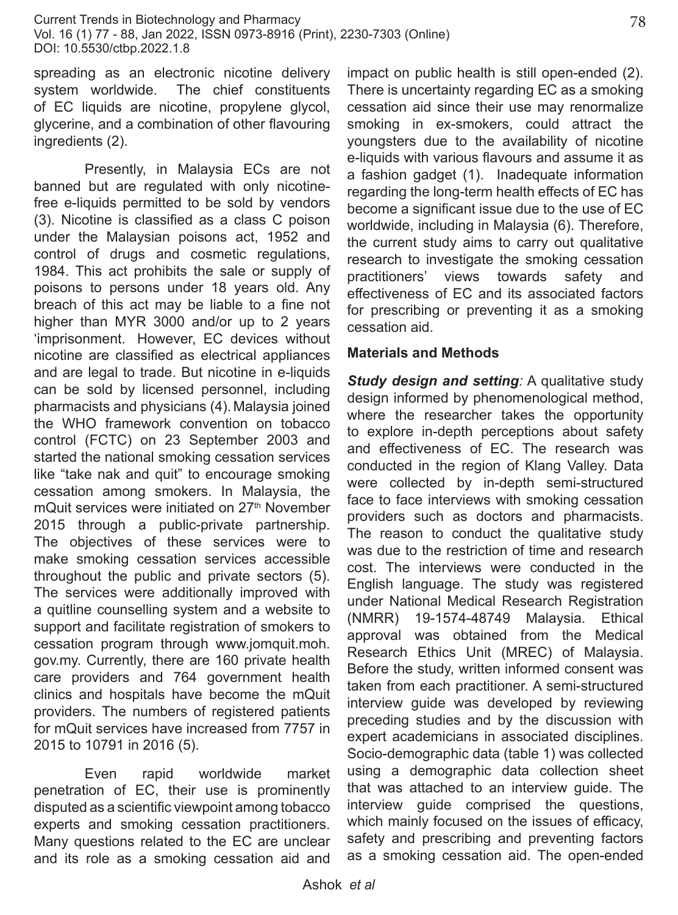spreading as an electronic nicotine delivery system worldwide. The chief constituents of EC liquids are nicotine, propylene glycol, glycerine, and a combination of other flavouring ingredients (2).

Presently, in Malaysia ECs are not banned but are regulated with only nicotine-free e-liquids permitted to be sold by vendors (3). Nicotine is classified as a class C poison under the Malaysian poisons act, 1952 and control of drugs and cosmetic regulations, 1984. This act prohibits the sale or supply of poisons to persons under 18 years old. Any breach of this act may be liable to a fine not higher than MYR 3000 and/or up to 2 years 'imprisonment. However, EC devices without nicotine are classified as electrical appliances and are legal to trade. But nicotine in e-liquids can be sold by licensed personnel, including pharmacists and physicians (4). Malaysia joined the WHO framework convention on tobacco control (FCTC) on 23 September 2003 and started the national smoking cessation services like "take nak and quit" to encourage smoking cessation among smokers. In Malaysia, the mQuit services were initiated on 27th November 2015 through a public-private partnership. The objectives of these services were to make smoking cessation services accessible throughout the public and private sectors (5). The services were additionally improved with a quitline counselling system and a website to support and facilitate registration of smokers to cessation program through www.jomquit.moh.gov.my. Currently, there are 160 private health care providers and 764 government health clinics and hospitals have become the mQuit providers. The numbers of registered patients for mQuit services have increased from 7757 in 2015 to 10791 in 2016 (5).

Even rapid worldwide market penetration of EC, their use is prominently disputed as a scientific viewpoint among tobacco experts and smoking cessation practitioners. Many questions related to the EC are unclear and its role as a smoking cessation aid and impact on public health is still open-ended (2). There is uncertainty regarding EC as a smoking cessation aid since their use may renormalize smoking in ex-smokers, could attract the youngsters due to the availability of nicotine e-liquids with various flavours and assume it as a fashion gadget (1). Inadequate information regarding the long-term health effects of EC has become a significant issue due to the use of EC worldwide, including in Malaysia (6). Therefore, the current study aims to carry out qualitative research to investigate the smoking cessation practitioners' views towards safety and effectiveness of EC and its associated factors for prescribing or preventing it as a smoking cessation aid.

## Materials and Methods

***Study design and setting:*** A qualitative study design informed by phenomenological method, where the researcher takes the opportunity to explore in-depth perceptions about safety and effectiveness of EC. The research was conducted in the region of Klang Valley. Data were collected by in-depth semi-structured face to face interviews with smoking cessation providers such as doctors and pharmacists. The reason to conduct the qualitative study was due to the restriction of time and research cost. The interviews were conducted in the English language. The study was registered under National Medical Research Registration (NMRR) 19-1574-48749 Malaysia. Ethical approval was obtained from the Medical Research Ethics Unit (MREC) of Malaysia. Before the study, written informed consent was taken from each practitioner. A semi-structured interview guide was developed by reviewing preceding studies and by the discussion with expert academicians in associated disciplines. Socio-demographic data (table 1) was collected using a demographic data collection sheet that was attached to an interview guide. The interview guide comprised the questions, which mainly focused on the issues of efficacy, safety and prescribing and preventing factors as a smoking cessation aid. The open-ended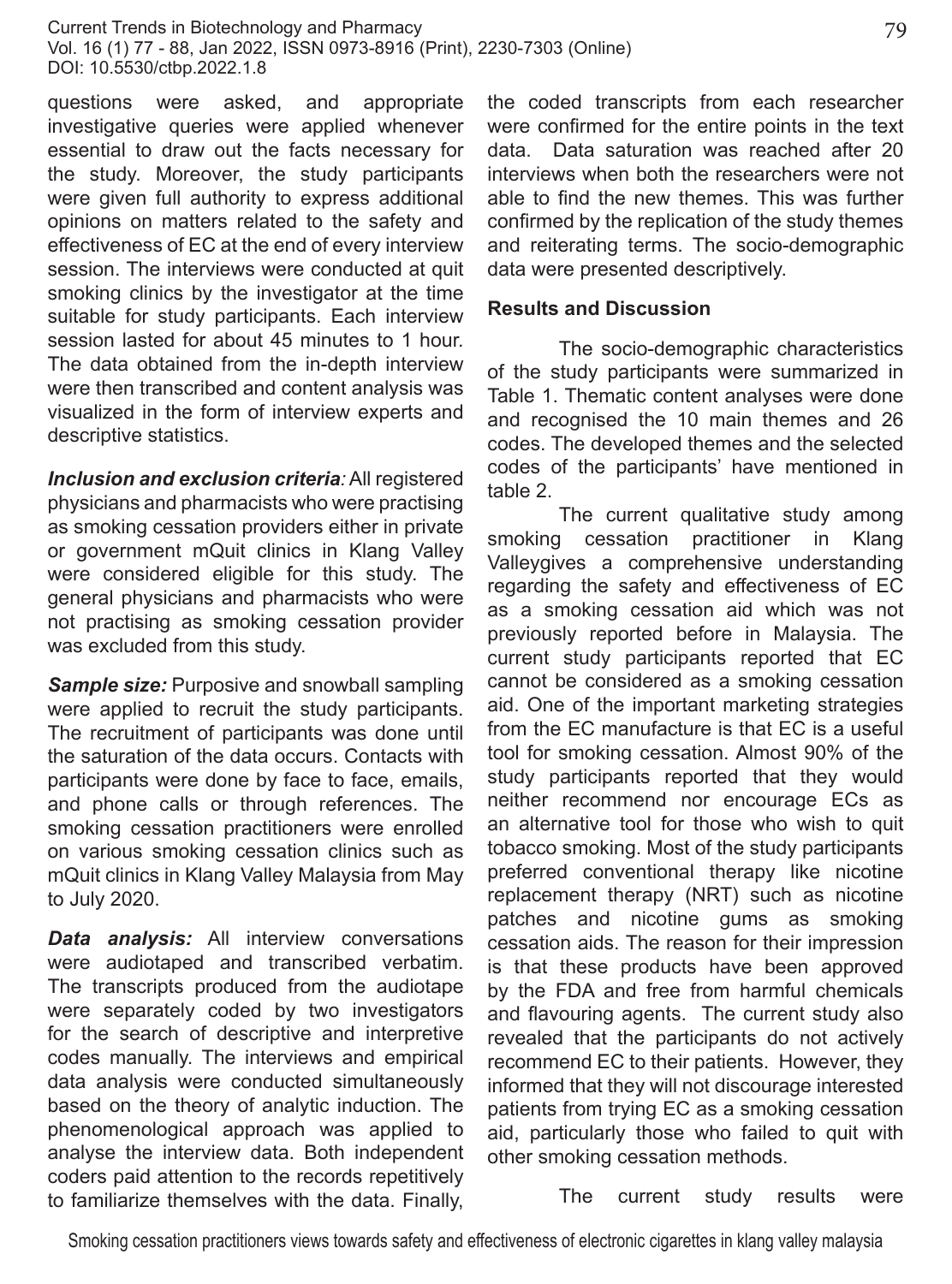questions were asked, and appropriate investigative queries were applied whenever essential to draw out the facts necessary for the study. Moreover, the study participants were given full authority to express additional opinions on matters related to the safety and effectiveness of EC at the end of every interview session. The interviews were conducted at quit smoking clinics by the investigator at the time suitable for study participants. Each interview session lasted for about 45 minutes to 1 hour. The data obtained from the in-depth interview were then transcribed and content analysis was visualized in the form of interview experts and descriptive statistics.

***Inclusion and exclusion criteria**:* All registered physicians and pharmacists who were practising as smoking cessation providers either in private or government mQuit clinics in Klang Valley were considered eligible for this study. The general physicians and pharmacists who were not practising as smoking cessation provider was excluded from this study.

***Sample size:*** Purposive and snowball sampling were applied to recruit the study participants. The recruitment of participants was done until the saturation of the data occurs. Contacts with participants were done by face to face, emails, and phone calls or through references. The smoking cessation practitioners were enrolled on various smoking cessation clinics such as mQuit clinics in Klang Valley Malaysia from May to July 2020.

***Data analysis:*** All interview conversations were audiotaped and transcribed verbatim. The transcripts produced from the audiotape were separately coded by two investigators for the search of descriptive and interpretive codes manually. The interviews and empirical data analysis were conducted simultaneously based on the theory of analytic induction. The phenomenological approach was applied to analyse the interview data. Both independent coders paid attention to the records repetitively to familiarize themselves with the data. Finally, the coded transcripts from each researcher were confirmed for the entire points in the text data. Data saturation was reached after 20 interviews when both the researchers were not able to find the new themes. This was further confirmed by the replication of the study themes and reiterating terms. The socio-demographic data were presented descriptively.

**Results and Discussion**

The socio-demographic characteristics of the study participants were summarized in Table 1. Thematic content analyses were done and recognised the 10 main themes and 26 codes. The developed themes and the selected codes of the participants' have mentioned in table 2.

The current qualitative study among smoking cessation practitioner in Klang Valleygives a comprehensive understanding regarding the safety and effectiveness of EC as a smoking cessation aid which was not previously reported before in Malaysia. The current study participants reported that EC cannot be considered as a smoking cessation aid. One of the important marketing strategies from the EC manufacture is that EC is a useful tool for smoking cessation. Almost 90% of the study participants reported that they would neither recommend nor encourage ECs as an alternative tool for those who wish to quit tobacco smoking. Most of the study participants preferred conventional therapy like nicotine replacement therapy (NRT) such as nicotine patches and nicotine gums as smoking cessation aids. The reason for their impression is that these products have been approved by the FDA and free from harmful chemicals and flavouring agents. The current study also revealed that the participants do not actively recommend EC to their patients. However, they informed that they will not discourage interested patients from trying EC as a smoking cessation aid, particularly those who failed to quit with other smoking cessation methods.

The current study results were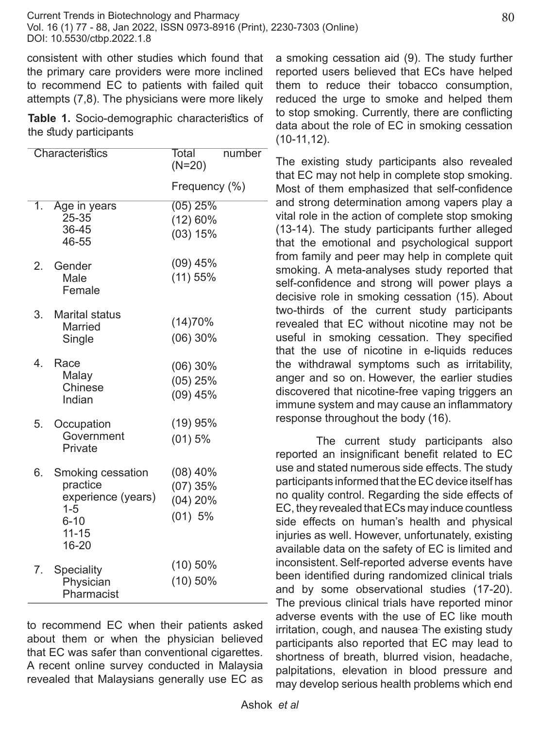consistent with other studies which found that the primary care providers were more inclined to recommend EC to patients with failed quit attempts (7,8). The physicians were more likely to recommend EC when their patients asked about them or when the physician believed that EC was safer than conventional cigarettes. A recent online survey conducted in Malaysia revealed that Malaysians generally use EC as a smoking cessation aid (9). The study further reported users believed that ECs have helped them to reduce their tobacco consumption, reduced the urge to smoke and helped them to stop smoking. Currently, there are conflicting data about the role of EC in smoking cessation (10-11,12).

**Table 1.** Socio-demographic characteristics of the study participants

| Characteristics | Total number (N=20) Frequency (%) |
|---|---|
| 1. Age in years | |
| 25-35 | (05) 25% |
| 36-45 | (12) 60% |
| 46-55 | (03) 15% |
| 2. Gender | |
| Male | (09) 45% |
| Female | (11) 55% |
| 3. Marital status | |
| Married | (14)70% |
| Single | (06) 30% |
| 4. Race | |
| Malay | (06) 30% |
| Chinese | (05) 25% |
| Indian | (09) 45% |
| 5. Occupation | |
| Government | (19) 95% |
| Private | (01) 5% |
| 6. Smoking cessation practice experience (years) | |
| 1-5 | (08) 40% |
| 6-10 | (07) 35% |
| 11-15 | (04) 20% |
| 16-20 | (01) 5% |
| 7. Speciality | |
| Physician | (10) 50% |
| Pharmacist | (10) 50% |

The existing study participants also revealed that EC may not help in complete stop smoking. Most of them emphasized that self-confidence and strong determination among vapers play a vital role in the action of complete stop smoking (13-14). The study participants further alleged that the emotional and psychological support from family and peer may help in complete quit smoking. A meta-analyses study reported that self-confidence and strong will power plays a decisive role in smoking cessation (15). About two-thirds of the current study participants revealed that EC without nicotine may not be useful in smoking cessation. They specified that the use of nicotine in e-liquids reduces the withdrawal symptoms such as irritability, anger and so on. However, the earlier studies discovered that nicotine-free vaping triggers an immune system and may cause an inflammatory response throughout the body (16).

The current study participants also reported an insignificant benefit related to EC use and stated numerous side effects. The study participants informed that the EC device itself has no quality control. Regarding the side effects of EC, they revealed that ECs may induce countless side effects on human's health and physical injuries as well. However, unfortunately, existing available data on the safety of EC is limited and inconsistent. Self-reported adverse events have been identified during randomized clinical trials and by some observational studies (17-20). The previous clinical trials have reported minor adverse events with the use of EC like mouth irritation, cough, and nausea. The existing study participants also reported that EC may lead to shortness of breath, blurred vision, headache, palpitations, elevation in blood pressure and may develop serious health problems which end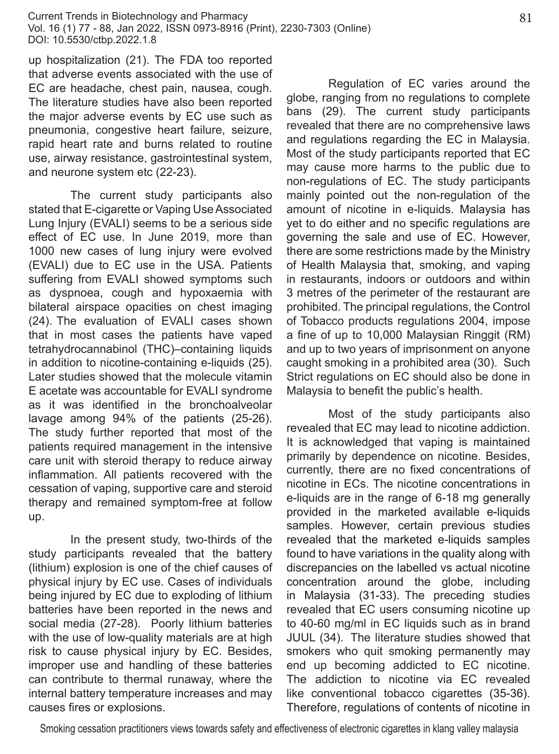up hospitalization (21). The FDA too reported that adverse events associated with the use of EC are headache, chest pain, nausea, cough. The literature studies have also been reported the major adverse events by EC use such as pneumonia, congestive heart failure, seizure, rapid heart rate and burns related to routine use, airway resistance, gastrointestinal system, and neurone system etc (22-23).

The current study participants also stated that E-cigarette or Vaping Use Associated Lung Injury (EVALI) seems to be a serious side effect of EC use. In June 2019, more than 1000 new cases of lung injury were evolved (EVALI) due to EC use in the USA. Patients suffering from EVALI showed symptoms such as dyspnoea, cough and hypoxaemia with bilateral airspace opacities on chest imaging (24). The evaluation of EVALI cases shown that in most cases the patients have vaped tetrahydrocannabinol (THC)–containing liquids in addition to nicotine-containing e-liquids (25). Later studies showed that the molecule vitamin E acetate was accountable for EVALI syndrome as it was identified in the bronchoalveolar lavage among 94% of the patients (25-26). The study further reported that most of the patients required management in the intensive care unit with steroid therapy to reduce airway inflammation. All patients recovered with the cessation of vaping, supportive care and steroid therapy and remained symptom-free at follow up.

In the present study, two-thirds of the study participants revealed that the battery (lithium) explosion is one of the chief causes of physical injury by EC use. Cases of individuals being injured by EC due to exploding of lithium batteries have been reported in the news and social media (27-28). Poorly lithium batteries with the use of low-quality materials are at high risk to cause physical injury by EC. Besides, improper use and handling of these batteries can contribute to thermal runaway, where the internal battery temperature increases and may causes fires or explosions.

Regulation of EC varies around the globe, ranging from no regulations to complete bans (29). The current study participants revealed that there are no comprehensive laws and regulations regarding the EC in Malaysia. Most of the study participants reported that EC may cause more harms to the public due to non-regulations of EC. The study participants mainly pointed out the non-regulation of the amount of nicotine in e-liquids. Malaysia has yet to do either and no specific regulations are governing the sale and use of EC. However, there are some restrictions made by the Ministry of Health Malaysia that, smoking, and vaping in restaurants, indoors or outdoors and within 3 metres of the perimeter of the restaurant are prohibited. The principal regulations, the Control of Tobacco products regulations 2004, impose a fine of up to 10,000 Malaysian Ringgit (RM) and up to two years of imprisonment on anyone caught smoking in a prohibited area (30). Such Strict regulations on EC should also be done in Malaysia to benefit the public's health.

Most of the study participants also revealed that EC may lead to nicotine addiction. It is acknowledged that vaping is maintained primarily by dependence on nicotine. Besides, currently, there are no fixed concentrations of nicotine in ECs. The nicotine concentrations in e-liquids are in the range of 6-18 mg generally provided in the marketed available e-liquids samples. However, certain previous studies revealed that the marketed e-liquids samples found to have variations in the quality along with discrepancies on the labelled vs actual nicotine concentration around the globe, including in Malaysia (31-33). The preceding studies revealed that EC users consuming nicotine up to 40-60 mg/ml in EC liquids such as in brand JUUL (34). The literature studies showed that smokers who quit smoking permanently may end up becoming addicted to EC nicotine. The addiction to nicotine via EC revealed like conventional tobacco cigarettes (35-36). Therefore, regulations of contents of nicotine in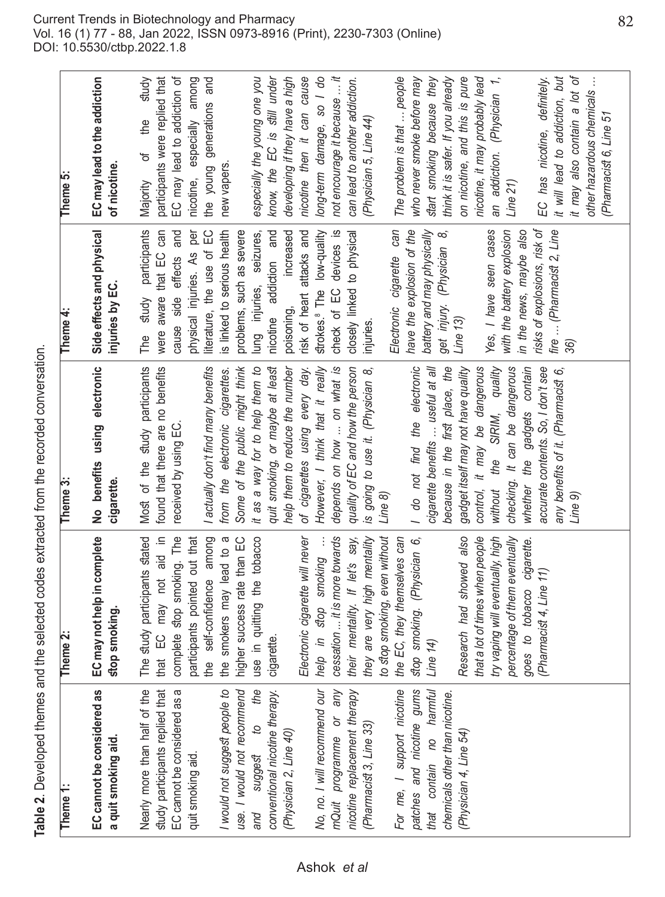**Table 2.** Developed themes and the selected codes extracted from the recorded conversation.

| Theme 1: | Theme 2: | Theme 3: | Theme 4: | Theme 5: |
|---|---|---|---|---|
| **EC cannot be considered as a quit smoking aid.** | **EC may not help in complete stop smoking.** | **No benefits using electronic cigarette.** | **Side effects and physical injuries by EC.** | **EC may lead to the addiction of nicotine.** |
| Nearly more than half of the study participants replied that EC cannot be considered as a quit smoking aid. *I would not suggest people to use. I would not recommend and suggest to the conventional nicotine therapy. (Physician 2, Line 40)* *No, no. I will recommend our mQuit programme or any nicotine replacement therapy (Pharmacist 3, Line 33)* *For me, I support nicotine patches and nicotine gums that contain no harmful chemicals other than nicotine. (Physician 4, Line 54)* | The study participants stated that EC may not aid in complete stop smoking. The participants pointed out that the self-confidence among the smokers may lead to a higher success rate than EC use in quitting the tobacco cigarette. *Electronic cigarette will never help in stop smoking … cessation ... it is more towards their mentality. If let's say, they are very high mentality to stop smoking, even without the EC, they themselves can stop smoking. (Physician 6, Line 14)* *Research had showed also that a lot of times when people try vaping will eventually, high percentage of them eventually goes to tobacco cigarette. (Pharmacist 4, Line 11)* | Most of the study participants found that there are no benefits received by using EC. *I actually don't find many benefits from the electronic cigarettes. Some of the public might think it as a way for to help them to quit smoking, or maybe at least help them to reduce the number of cigarettes using every day. However, I think that it really depends on how ... on what is quality of EC and how the person is going to use it. (Physician 8, Line 8)* *I do not find the electronic cigarette benefits ... useful at all because in the first place, the gadget itself may not have quality control, it may be dangerous without the SIRIM, quality checking. It can be dangerous whether the gadgets contain accurate contents. So, I don't see any benefits of it. (Pharmacist 6, Line 9)* | The study participants were aware that EC can cause side effects and physical injuries. As per literature, the use of EC is linked to serious health problems, such as severe lung injuries, seizures, nicotine addiction and poisoning, increased risk of heart attacks and strokes.[8] The low-quality check of EC devices is closely linked to physical injuries. *Electronic cigarette can have the explosion of the battery and may physically get injury. (Physician 8, Line 13)* *Yes, I have seen cases with the battery explosion in the news, maybe also risks of explosions, risk of fire … (Pharmacist 2, Line 36)* | Majority of the study participants were replied that EC may lead to addiction of nicotine, especially among the young generations and new vapers. *especially the young one you know, the EC is still under developing if they have a high nicotine then it can cause long-term damage, so I do not encourage it because … it can lead to another addiction. (Physician 5, Line 44)* *The problem is that … people who never smoke before may start smoking because they think it is safer. If you already on nicotine, and this is pure nicotine, it may probably lead an addiction. (Physician 1, Line 21)* *EC has nicotine, definitely, it will lead to addiction, but it may also contain a lot of other hazardous chemicals … (Pharmacist 6, Line 51* |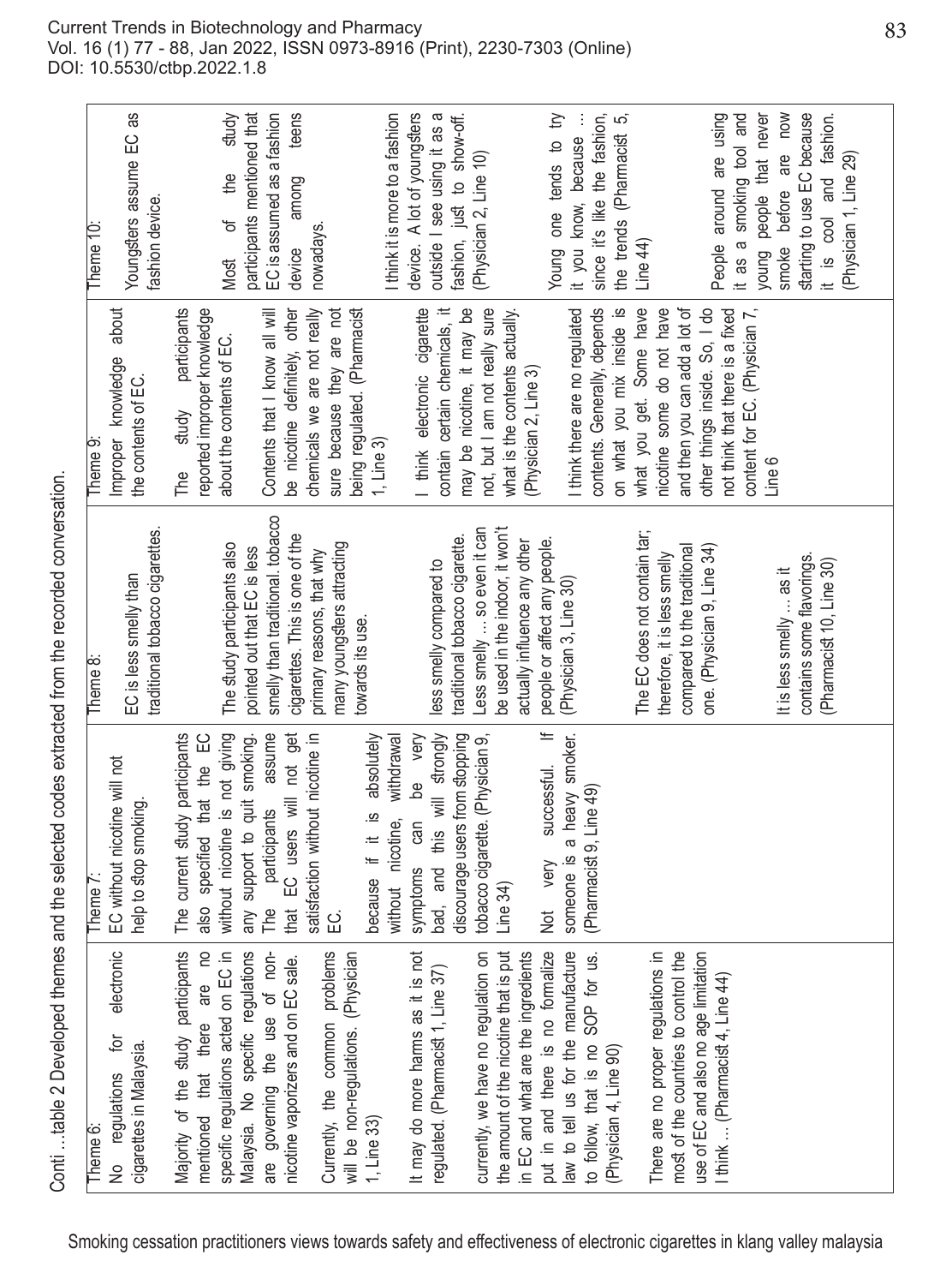Conti ...table 2 Developed themes and the selected codes extracted from the recorded conversation.

| Theme 6: No regulations for electronic cigarettes in Malaysia. | Theme 7: EC without nicotine will not help to stop smoking. | Theme 8: EC is less smelly than traditional tobacco cigarettes. | Theme 9: Improper knowledge about the contents of EC. | Theme 10: Youngsters assume EC as fashion device. |
|---|---|---|---|---|
| Majority of the study participants mentioned that there are no specific regulations acted on EC in Malaysia. No specific regulations are governing the use of non-nicotine vaporizers and on EC sale. | The current study participants also specified that the EC without nicotine is not giving any support to quit smoking. The participants assume that EC users will not get satisfaction without nicotine in EC. | The study participants also pointed out that EC is less smelly than traditional tobacco cigarettes. This is one of the primary reasons, that why many youngsters attracting towards its use. | The study participants reported improper knowledge about the contents of EC. | Most of the study participants mentioned that EC is assumed as a fashion device among teens nowadays. |
| Currently, the common problems will be non-regulations. (Physician 1, Line 33) | because if it is absolutely without nicotine, withdrawal symptoms can be very bad, and this will strongly discourage users from stopping tobacco cigarette. (Physician 9, Line 34) | less smelly compared to traditional tobacco cigarette. Less smelly ... so even it can be used in the indoor, it won't actually influence any other people or affect any people. (Physician 3, Line 30) | Contents that I know all will be nicotine definitely, other chemicals we are not really sure because they are not being regulated. (Pharmacist 1, Line 3) | I think it is more to a fashion device. A lot of youngsters outside I see using it as a fashion, just to show-off. (Physician 2, Line 10) |
| It may do more harms as it is not regulated. (Pharmacist 1, Line 37) | Not very successful. If someone is a heavy smoker. (Pharmacist 9, Line 49) | The EC does not contain tar; therefore, it is less smelly compared to the traditional one. (Physician 9, Line 34) | I think electronic cigarette contain certain chemicals, it may be nicotine, it may be not, but I am not really sure what is the contents actually. (Physician 2, Line 3) | Young one tends to try it you know, because ... since it's like the fashion, the trends (Pharmacist 5, Line 44) |
| currently, we have no regulation on the amount of the nicotine that is put in EC and what are the ingredients put in and there is no formalize law to tell us for the manufacture to follow, that is no SOP for us. (Physician 4, Line 90) | | It is less smelly ... as it contains some flavorings. (Pharmacist 10, Line 30) | I think there are no regulated contents. Generally, depends on what you mix inside is what you get. Some have nicotine some do not have and then you can add a lot of other things inside. So, I do not think that there is a fixed content for EC. (Physician 7, Line 6 | People around are using it as a smoking tool and young people that never smoke before are now starting to use EC because it is cool and fashion. (Physician 1, Line 29) |
| There are no proper regulations in most of the countries to control the use of EC and also no age limitation I think ... (Pharmacist 4, Line 44) | | | | |

Smoking cessation practitioners views towards safety and effectiveness of electronic cigarettes in klang valley malaysia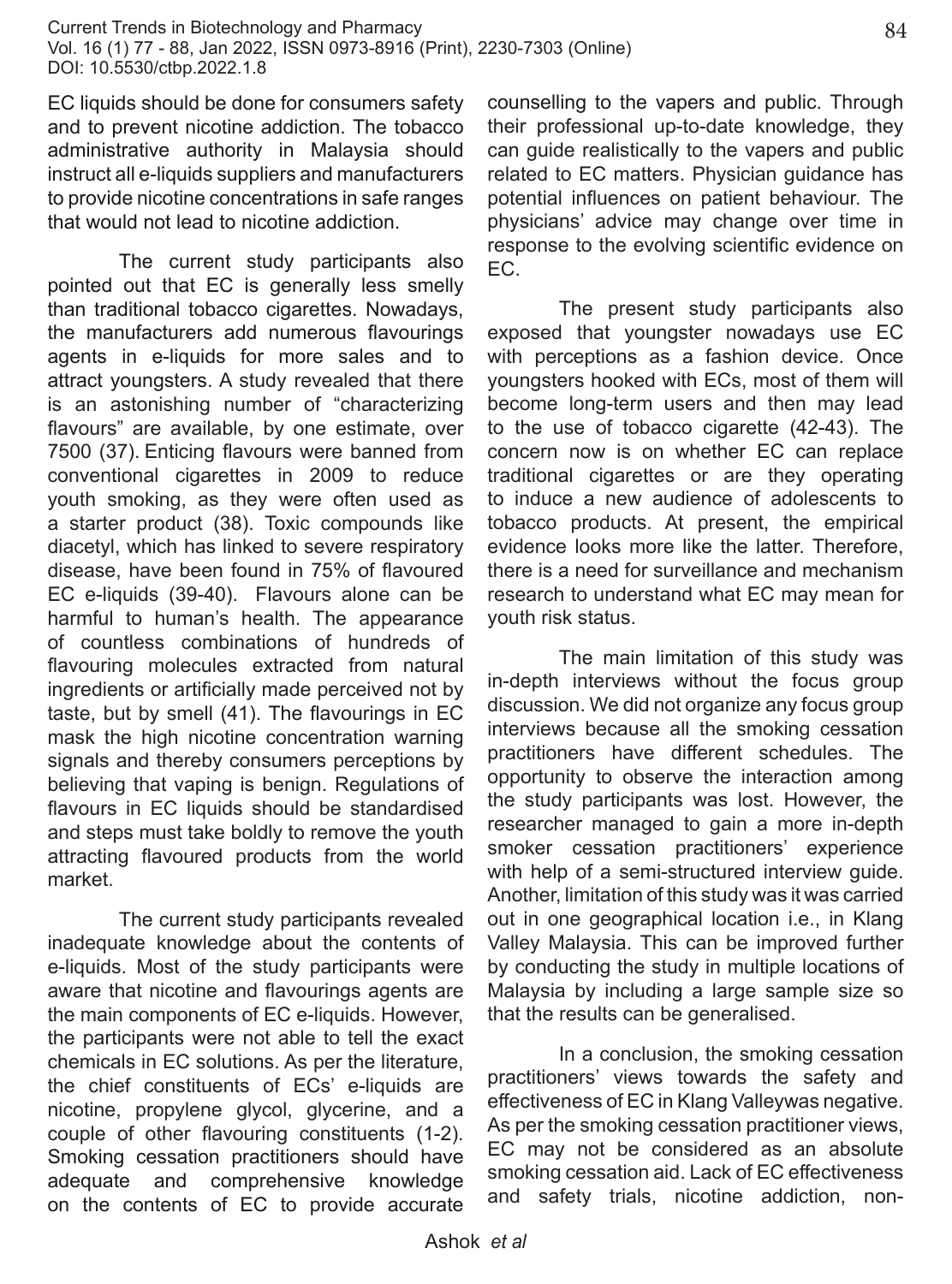EC liquids should be done for consumers safety and to prevent nicotine addiction. The tobacco administrative authority in Malaysia should instruct all e-liquids suppliers and manufacturers to provide nicotine concentrations in safe ranges that would not lead to nicotine addiction.

The current study participants also pointed out that EC is generally less smelly than traditional tobacco cigarettes. Nowadays, the manufacturers add numerous flavourings agents in e-liquids for more sales and to attract youngsters. A study revealed that there is an astonishing number of "characterizing flavours" are available, by one estimate, over 7500 (37). Enticing flavours were banned from conventional cigarettes in 2009 to reduce youth smoking, as they were often used as a starter product (38). Toxic compounds like diacetyl, which has linked to severe respiratory disease, have been found in 75% of flavoured EC e-liquids (39-40). Flavours alone can be harmful to human's health. The appearance of countless combinations of hundreds of flavouring molecules extracted from natural ingredients or artificially made perceived not by taste, but by smell (41). The flavourings in EC mask the high nicotine concentration warning signals and thereby consumers perceptions by believing that vaping is benign. Regulations of flavours in EC liquids should be standardised and steps must take boldly to remove the youth attracting flavoured products from the world market.

The current study participants revealed inadequate knowledge about the contents of e-liquids. Most of the study participants were aware that nicotine and flavourings agents are the main components of EC e-liquids. However, the participants were not able to tell the exact chemicals in EC solutions. As per the literature, the chief constituents of ECs' e-liquids are nicotine, propylene glycol, glycerine, and a couple of other flavouring constituents (1-2). Smoking cessation practitioners should have adequate and comprehensive knowledge on the contents of EC to provide accurate counselling to the vapers and public. Through their professional up-to-date knowledge, they can guide realistically to the vapers and public related to EC matters. Physician guidance has potential influences on patient behaviour. The physicians' advice may change over time in response to the evolving scientific evidence on EC.

The present study participants also exposed that youngster nowadays use EC with perceptions as a fashion device. Once youngsters hooked with ECs, most of them will become long-term users and then may lead to the use of tobacco cigarette (42-43). The concern now is on whether EC can replace traditional cigarettes or are they operating to induce a new audience of adolescents to tobacco products. At present, the empirical evidence looks more like the latter. Therefore, there is a need for surveillance and mechanism research to understand what EC may mean for youth risk status.

The main limitation of this study was in-depth interviews without the focus group discussion. We did not organize any focus group interviews because all the smoking cessation practitioners have different schedules. The opportunity to observe the interaction among the study participants was lost. However, the researcher managed to gain a more in-depth smoker cessation practitioners' experience with help of a semi-structured interview guide. Another, limitation of this study was it was carried out in one geographical location i.e., in Klang Valley Malaysia. This can be improved further by conducting the study in multiple locations of Malaysia by including a large sample size so that the results can be generalised.

In a conclusion, the smoking cessation practitioners' views towards the safety and effectiveness of EC in Klang Valleywas negative. As per the smoking cessation practitioner views, EC may not be considered as an absolute smoking cessation aid. Lack of EC effectiveness and safety trials, nicotine addiction, non-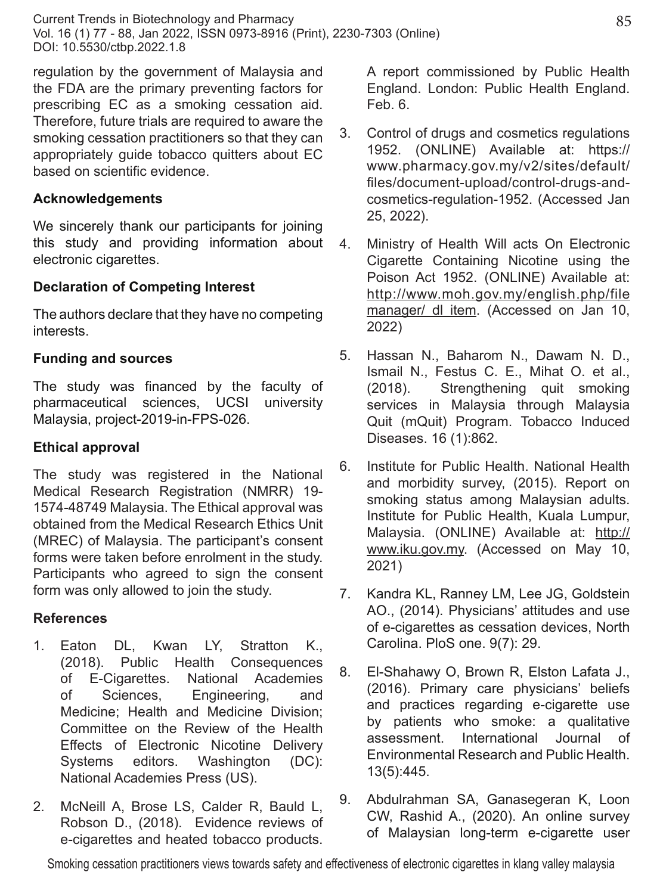regulation by the government of Malaysia and the FDA are the primary preventing factors for prescribing EC as a smoking cessation aid. Therefore, future trials are required to aware the smoking cessation practitioners so that they can appropriately guide tobacco quitters about EC based on scientific evidence.

## Acknowledgements

We sincerely thank our participants for joining this study and providing information about electronic cigarettes.

## Declaration of Competing Interest

The authors declare that they have no competing interests.

## Funding and sources

The study was financed by the faculty of pharmaceutical sciences, UCSI university Malaysia, project-2019-in-FPS-026.

## Ethical approval

The study was registered in the National Medical Research Registration (NMRR) 19-1574-48749 Malaysia. The Ethical approval was obtained from the Medical Research Ethics Unit (MREC) of Malaysia. The participant's consent forms were taken before enrolment in the study. Participants who agreed to sign the consent form was only allowed to join the study.

## References

1. Eaton DL, Kwan LY, Stratton K., (2018). Public Health Consequences of E-Cigarettes. National Academies of Sciences, Engineering, and Medicine; Health and Medicine Division; Committee on the Review of the Health Effects of Electronic Nicotine Delivery Systems editors. Washington (DC): National Academies Press (US).
2. McNeill A, Brose LS, Calder R, Bauld L, Robson D., (2018). Evidence reviews of e-cigarettes and heated tobacco products. A report commissioned by Public Health England. London: Public Health England. Feb. 6.
3. Control of drugs and cosmetics regulations 1952. (ONLINE) Available at: https://www.pharmacy.gov.my/v2/sites/default/files/document-upload/control-drugs-and-cosmetics-regulation-1952. (Accessed Jan 25, 2022).
4. Ministry of Health Will acts On Electronic Cigarette Containing Nicotine using the Poison Act 1952. (ONLINE) Available at: http://www.moh.gov.my/english.php/file manager/ dl item. (Accessed on Jan 10, 2022)
5. Hassan N., Baharom N., Dawam N. D., Ismail N., Festus C. E., Mihat O. et al., (2018). Strengthening quit smoking services in Malaysia through Malaysia Quit (mQuit) Program. Tobacco Induced Diseases. 16 (1):862.
6. Institute for Public Health. National Health and morbidity survey, (2015). Report on smoking status among Malaysian adults. Institute for Public Health, Kuala Lumpur, Malaysia. (ONLINE) Available at: http://www.iku.gov.my. (Accessed on May 10, 2021)
7. Kandra KL, Ranney LM, Lee JG, Goldstein AO., (2014). Physicians' attitudes and use of e-cigarettes as cessation devices, North Carolina. PloS one. 9(7): 29.
8. El-Shahawy O, Brown R, Elston Lafata J., (2016). Primary care physicians' beliefs and practices regarding e-cigarette use by patients who smoke: a qualitative assessment. International Journal of Environmental Research and Public Health. 13(5):445.
9. Abdulrahman SA, Ganasegeran K, Loon CW, Rashid A., (2020). An online survey of Malaysian long-term e-cigarette user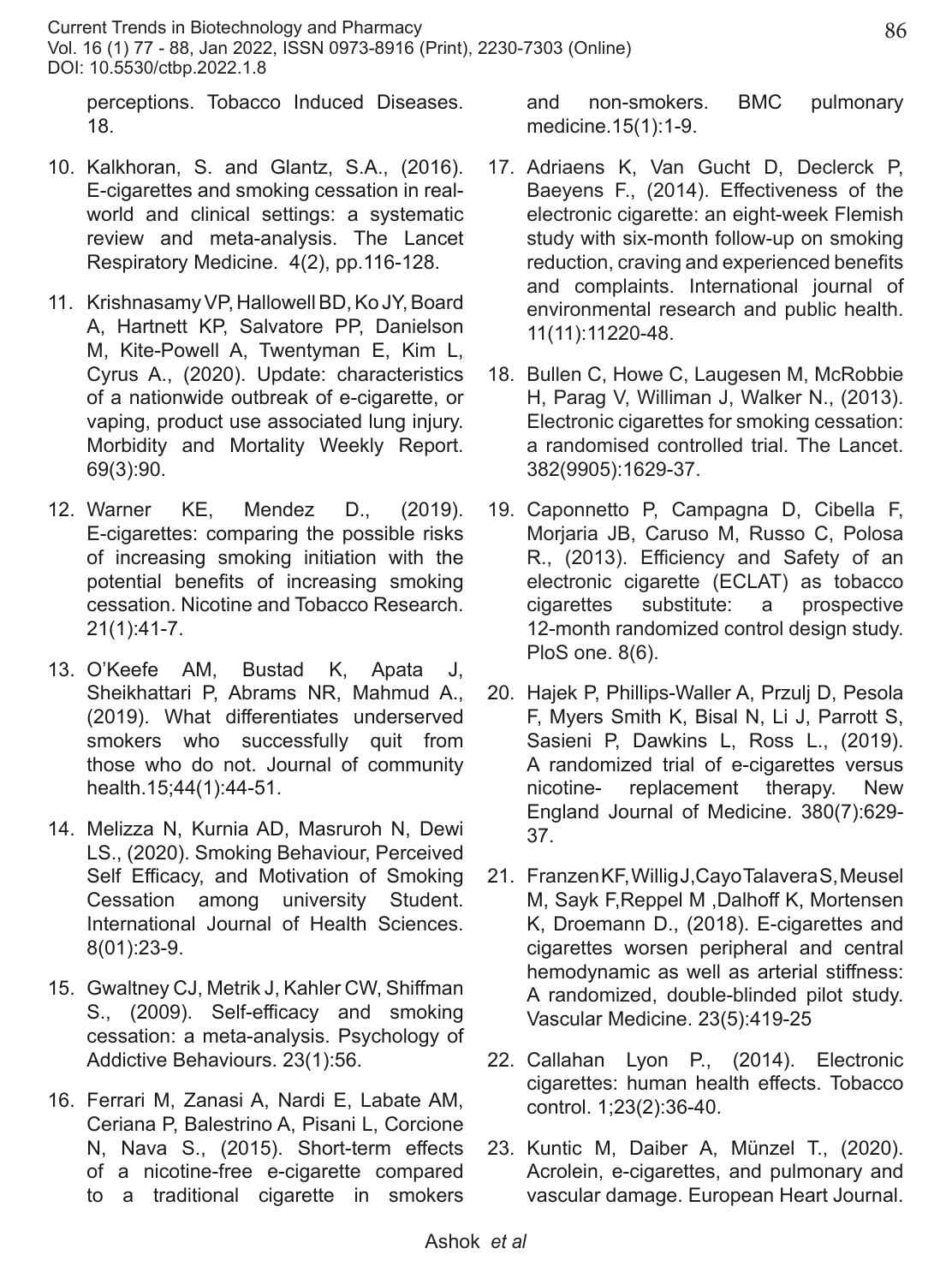perceptions. Tobacco Induced Diseases. 18.

10. Kalkhoran, S. and Glantz, S.A., (2016). E-cigarettes and smoking cessation in real-world and clinical settings: a systematic review and meta-analysis. The Lancet Respiratory Medicine. 4(2), pp.116-128.

11. Krishnasamy VP, Hallowell BD, Ko JY, Board A, Hartnett KP, Salvatore PP, Danielson M, Kite-Powell A, Twentyman E, Kim L, Cyrus A., (2020). Update: characteristics of a nationwide outbreak of e-cigarette, or vaping, product use associated lung injury. Morbidity and Mortality Weekly Report. 69(3):90.

12. Warner KE, Mendez D., (2019). E-cigarettes: comparing the possible risks of increasing smoking initiation with the potential benefits of increasing smoking cessation. Nicotine and Tobacco Research. 21(1):41-7.

13. O'Keefe AM, Bustad K, Apata J, Sheikhattari P, Abrams NR, Mahmud A., (2019). What differentiates underserved smokers who successfully quit from those who do not. Journal of community health.15;44(1):44-51.

14. Melizza N, Kurnia AD, Masruroh N, Dewi LS., (2020). Smoking Behaviour, Perceived Self Efficacy, and Motivation of Smoking Cessation among university Student. International Journal of Health Sciences. 8(01):23-9.

15. Gwaltney CJ, Metrik J, Kahler CW, Shiffman S., (2009). Self-efficacy and smoking cessation: a meta-analysis. Psychology of Addictive Behaviours. 23(1):56.

16. Ferrari M, Zanasi A, Nardi E, Labate AM, Ceriana P, Balestrino A, Pisani L, Corcione N, Nava S., (2015). Short-term effects of a nicotine-free e-cigarette compared to a traditional cigarette in smokers and non-smokers. BMC pulmonary medicine.15(1):1-9.

17. Adriaens K, Van Gucht D, Declerck P, Baeyens F., (2014). Effectiveness of the electronic cigarette: an eight-week Flemish study with six-month follow-up on smoking reduction, craving and experienced benefits and complaints. International journal of environmental research and public health. 11(11):11220-48.

18. Bullen C, Howe C, Laugesen M, McRobbie H, Parag V, Williman J, Walker N., (2013). Electronic cigarettes for smoking cessation: a randomised controlled trial. The Lancet. 382(9905):1629-37.

19. Caponnetto P, Campagna D, Cibella F, Morjaria JB, Caruso M, Russo C, Polosa R., (2013). Efficiency and Safety of an electronic cigarette (ECLAT) as tobacco cigarettes substitute: a prospective 12-month randomized control design study. PloS one. 8(6).

20. Hajek P, Phillips-Waller A, Przulj D, Pesola F, Myers Smith K, Bisal N, Li J, Parrott S, Sasieni P, Dawkins L, Ross L., (2019). A randomized trial of e-cigarettes versus nicotine- replacement therapy. New England Journal of Medicine. 380(7):629-37.

21. Franzen KF, Willig J, Cayo Talavera S, Meusel M, Sayk F, Reppel M, Dalhoff K, Mortensen K, Droemann D., (2018). E-cigarettes and cigarettes worsen peripheral and central hemodynamic as well as arterial stiffness: A randomized, double-blinded pilot study. Vascular Medicine. 23(5):419-25

22. Callahan Lyon P., (2014). Electronic cigarettes: human health effects. Tobacco control. 1;23(2):36-40.

23. Kuntic M, Daiber A, Münzel T., (2020). Acrolein, e-cigarettes, and pulmonary and vascular damage. European Heart Journal.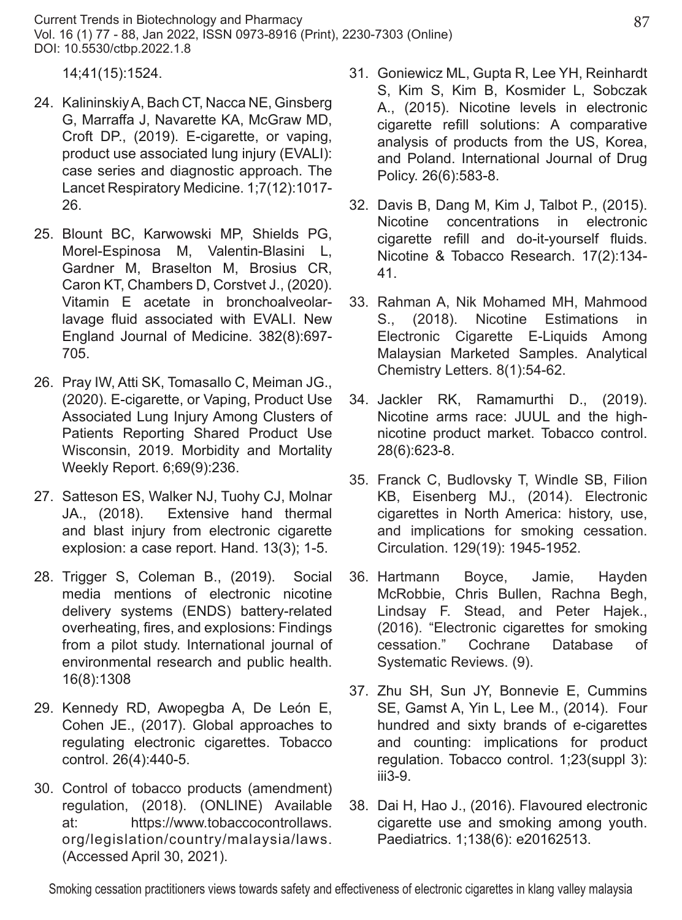14;41(15):1524.

24. Kalininskiy A, Bach CT, Nacca NE, Ginsberg G, Marraffa J, Navarette KA, McGraw MD, Croft DP., (2019). E-cigarette, or vaping, product use associated lung injury (EVALI): case series and diagnostic approach. The Lancet Respiratory Medicine. 1;7(12):1017-26.

25. Blount BC, Karwowski MP, Shields PG, Morel-Espinosa M, Valentin-Blasini L, Gardner M, Braselton M, Brosius CR, Caron KT, Chambers D, Corstvet J., (2020). Vitamin E acetate in bronchoalveolar-lavage fluid associated with EVALI. New England Journal of Medicine. 382(8):697-705.

26. Pray IW, Atti SK, Tomasallo C, Meiman JG., (2020). E-cigarette, or Vaping, Product Use Associated Lung Injury Among Clusters of Patients Reporting Shared Product Use Wisconsin, 2019. Morbidity and Mortality Weekly Report. 6;69(9):236.

27. Satteson ES, Walker NJ, Tuohy CJ, Molnar JA., (2018). Extensive hand thermal and blast injury from electronic cigarette explosion: a case report. Hand. 13(3); 1-5.

28. Trigger S, Coleman B., (2019). Social media mentions of electronic nicotine delivery systems (ENDS) battery-related overheating, fires, and explosions: Findings from a pilot study. International journal of environmental research and public health. 16(8):1308

29. Kennedy RD, Awopegba A, De León E, Cohen JE., (2017). Global approaches to regulating electronic cigarettes. Tobacco control. 26(4):440-5.

30. Control of tobacco products (amendment) regulation, (2018). (ONLINE) Available at: https://www.tobaccocontrollaws.org/legislation/country/malaysia/laws. (Accessed April 30, 2021).

31. Goniewicz ML, Gupta R, Lee YH, Reinhardt S, Kim S, Kim B, Kosmider L, Sobczak A., (2015). Nicotine levels in electronic cigarette refill solutions: A comparative analysis of products from the US, Korea, and Poland. International Journal of Drug Policy. 26(6):583-8.

32. Davis B, Dang M, Kim J, Talbot P., (2015). Nicotine concentrations in electronic cigarette refill and do-it-yourself fluids. Nicotine & Tobacco Research. 17(2):134-41.

33. Rahman A, Nik Mohamed MH, Mahmood S., (2018). Nicotine Estimations in Electronic Cigarette E-Liquids Among Malaysian Marketed Samples. Analytical Chemistry Letters. 8(1):54-62.

34. Jackler RK, Ramamurthi D., (2019). Nicotine arms race: JUUL and the high-nicotine product market. Tobacco control. 28(6):623-8.

35. Franck C, Budlovsky T, Windle SB, Filion KB, Eisenberg MJ., (2014). Electronic cigarettes in North America: history, use, and implications for smoking cessation. Circulation. 129(19): 1945-1952.

36. Hartmann Boyce, Jamie, Hayden McRobbie, Chris Bullen, Rachna Begh, Lindsay F. Stead, and Peter Hajek., (2016). "Electronic cigarettes for smoking cessation." Cochrane Database of Systematic Reviews. (9).

37. Zhu SH, Sun JY, Bonnevie E, Cummins SE, Gamst A, Yin L, Lee M., (2014). Four hundred and sixty brands of e-cigarettes and counting: implications for product regulation. Tobacco control. 1;23(suppl 3): iii3-9.

38. Dai H, Hao J., (2016). Flavoured electronic cigarette use and smoking among youth. Paediatrics. 1;138(6): e20162513.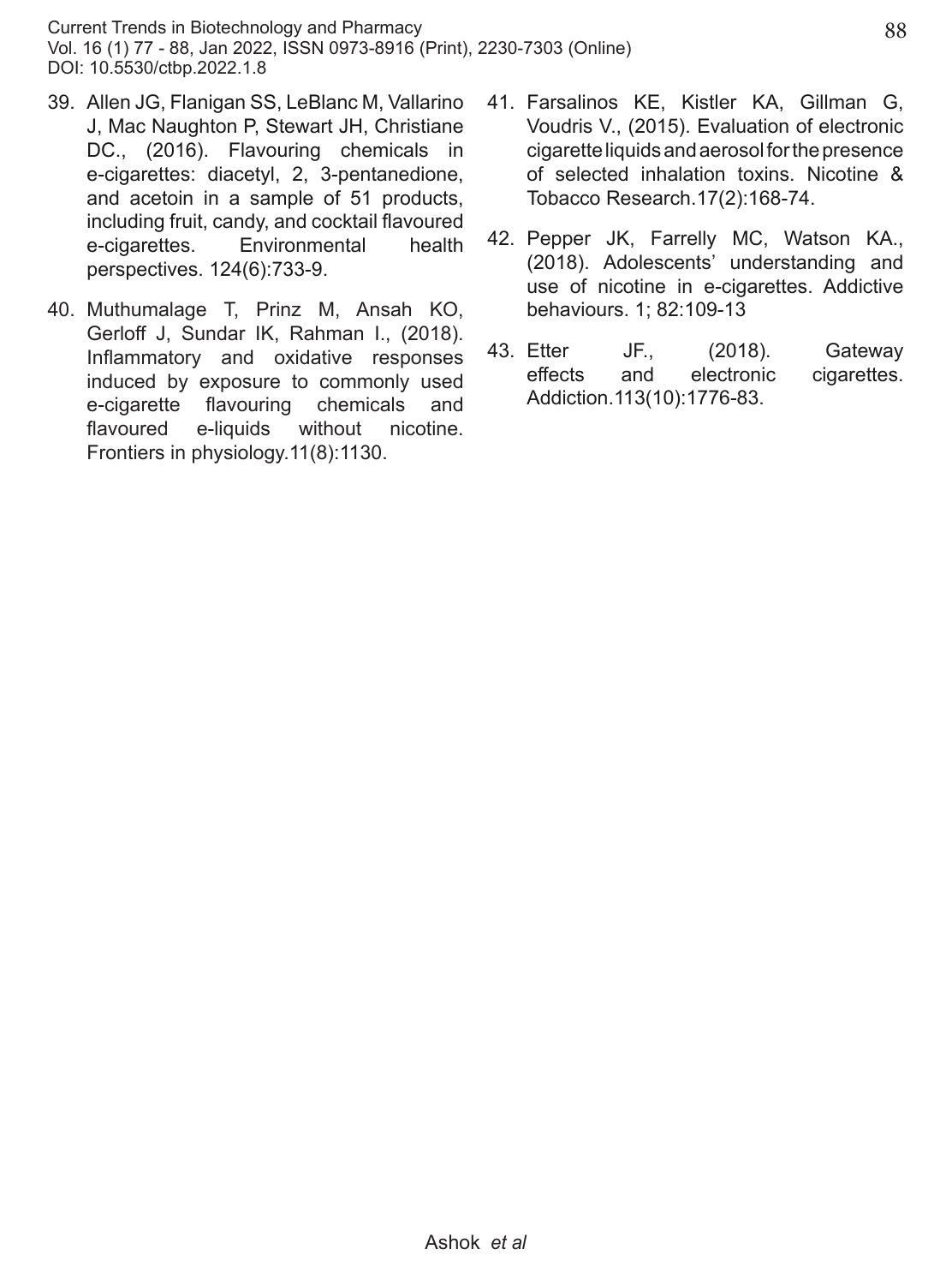39. Allen JG, Flanigan SS, LeBlanc M, Vallarino J, Mac Naughton P, Stewart JH, Christiane DC., (2016). Flavouring chemicals in e-cigarettes: diacetyl, 2, 3-pentanedione, and acetoin in a sample of 51 products, including fruit, candy, and cocktail flavoured e-cigarettes. Environmental health perspectives. 124(6):733-9.

40. Muthumalage T, Prinz M, Ansah KO, Gerloff J, Sundar IK, Rahman I., (2018). Inflammatory and oxidative responses induced by exposure to commonly used e-cigarette flavouring chemicals and flavoured e-liquids without nicotine. Frontiers in physiology.11(8):1130.

41. Farsalinos KE, Kistler KA, Gillman G, Voudris V., (2015). Evaluation of electronic cigarette liquids and aerosol for the presence of selected inhalation toxins. Nicotine & Tobacco Research.17(2):168-74.

42. Pepper JK, Farrelly MC, Watson KA., (2018). Adolescents' understanding and use of nicotine in e-cigarettes. Addictive behaviours. 1; 82:109-13

43. Etter JF., (2018). Gateway effects and electronic cigarettes. Addiction.113(10):1776-83.